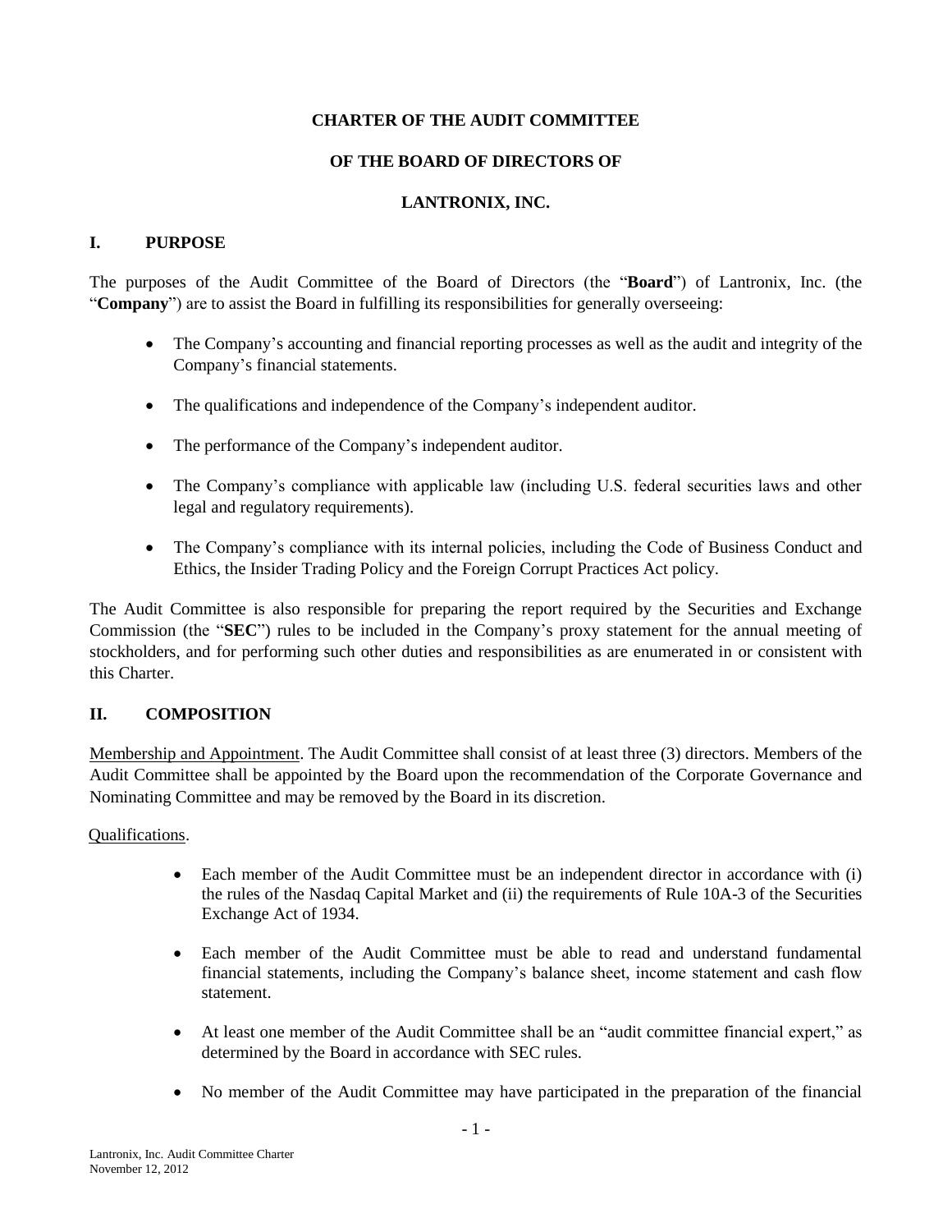# CHARTER OF THE AUDIT COMMITTEE

# OF THE BOARD OF DIRECTORS OF

# LANTRONIX, INC.

## I. PURPOSE

The purposes of the Audit Committee of the Board of Directors (the "**Board**") of Lantronix, Inc. (the "**Company**") are to assist the Board in fulfilling its responsibilities for generally overseeing:

- The Company's accounting and financial reporting processes as well as the audit and integrity of the Company's financial statements.
- The qualifications and independence of the Company's independent auditor.
- The performance of the Company's independent auditor.
- The Company's compliance with applicable law (including U.S. federal securities laws and other legal and regulatory requirements).
- The Company's compliance with its internal policies, including the Code of Business Conduct and Ethics, the Insider Trading Policy and the Foreign Corrupt Practices Act policy.

The Audit Committee is also responsible for preparing the report required by the Securities and Exchange Commission (the "**SEC**") rules to be included in the Company's proxy statement for the annual meeting of stockholders, and for performing such other duties and responsibilities as are enumerated in or consistent with this Charter.

## II. COMPOSITION

Membership and Appointment. The Audit Committee shall consist of at least three (3) directors. Members of the Audit Committee shall be appointed by the Board upon the recommendation of the Corporate Governance and Nominating Committee and may be removed by the Board in its discretion.

Qualifications.

- Each member of the Audit Committee must be an independent director in accordance with (i) the rules of the Nasdaq Capital Market and (ii) the requirements of Rule 10A-3 of the Securities Exchange Act of 1934.
- Each member of the Audit Committee must be able to read and understand fundamental financial statements, including the Company's balance sheet, income statement and cash flow statement.
- At least one member of the Audit Committee shall be an "audit committee financial expert," as determined by the Board in accordance with SEC rules.
- No member of the Audit Committee may have participated in the preparation of the financial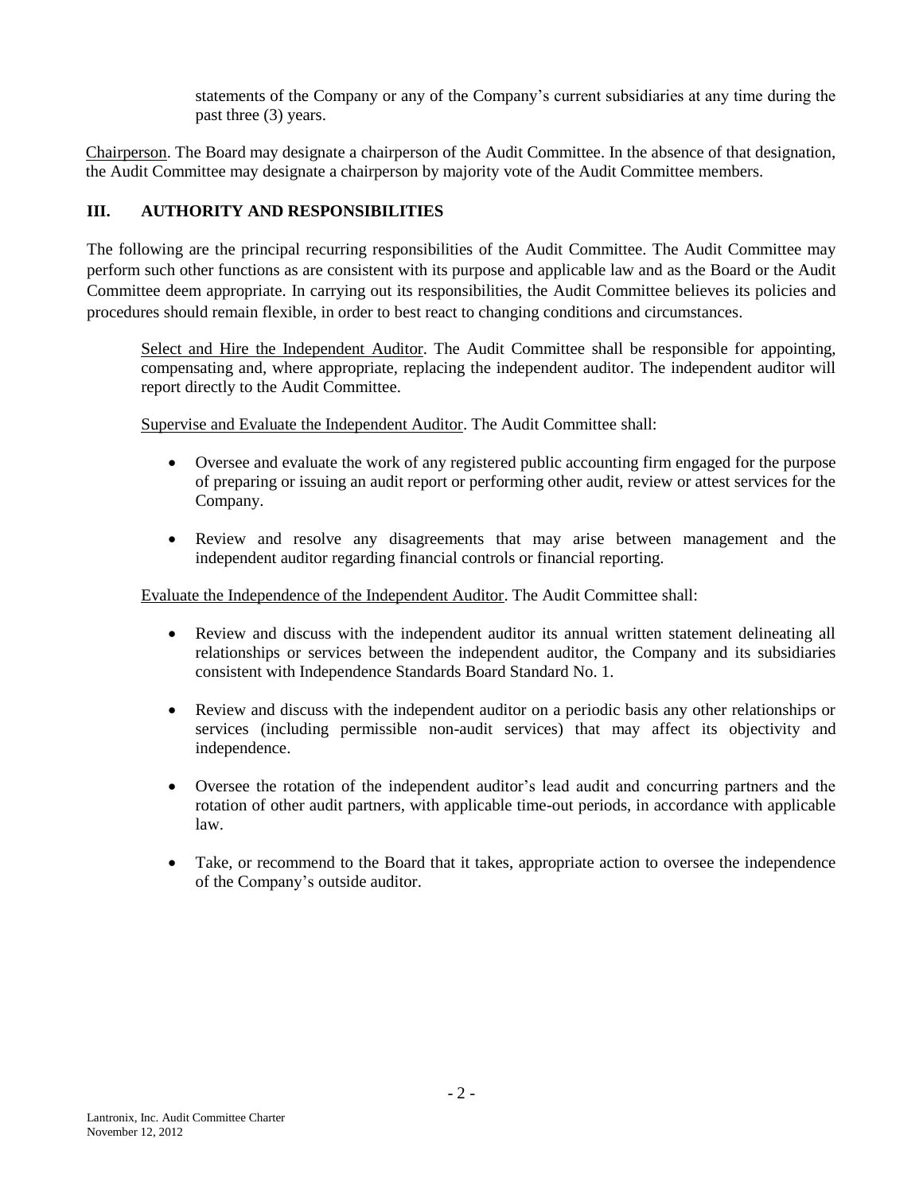statements of the Company or any of the Company's current subsidiaries at any time during the past three (3) years.

Chairperson. The Board may designate a chairperson of the Audit Committee. In the absence of that designation, the Audit Committee may designate a chairperson by majority vote of the Audit Committee members.

## III. AUTHORITY AND RESPONSIBILITIES

The following are the principal recurring responsibilities of the Audit Committee. The Audit Committee may perform such other functions as are consistent with its purpose and applicable law and as the Board or the Audit Committee deem appropriate. In carrying out its responsibilities, the Audit Committee believes its policies and procedures should remain flexible, in order to best react to changing conditions and circumstances.

Select and Hire the Independent Auditor. The Audit Committee shall be responsible for appointing, compensating and, where appropriate, replacing the independent auditor. The independent auditor will report directly to the Audit Committee.

Supervise and Evaluate the Independent Auditor. The Audit Committee shall:

- Oversee and evaluate the work of any registered public accounting firm engaged for the purpose of preparing or issuing an audit report or performing other audit, review or attest services for the Company.
- Review and resolve any disagreements that may arise between management and the independent auditor regarding financial controls or financial reporting.

Evaluate the Independence of the Independent Auditor. The Audit Committee shall:

- Review and discuss with the independent auditor its annual written statement delineating all relationships or services between the independent auditor, the Company and its subsidiaries consistent with Independence Standards Board Standard No. 1.
- Review and discuss with the independent auditor on a periodic basis any other relationships or services (including permissible non-audit services) that may affect its objectivity and independence.
- Oversee the rotation of the independent auditor's lead audit and concurring partners and the rotation of other audit partners, with applicable time-out periods, in accordance with applicable law.
- Take, or recommend to the Board that it takes, appropriate action to oversee the independence of the Company's outside auditor.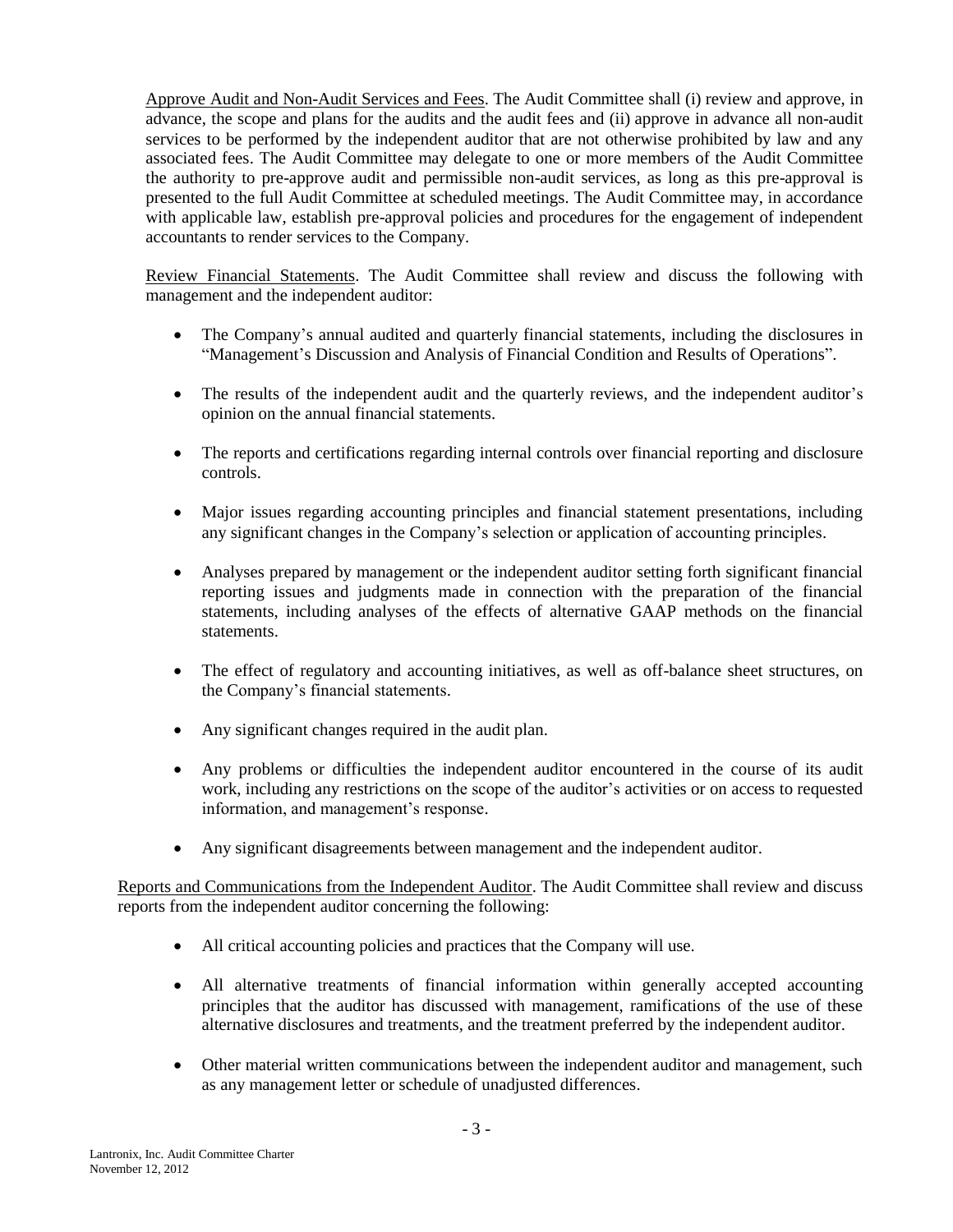Approve Audit and Non-Audit Services and Fees. The Audit Committee shall (i) review and approve, in advance, the scope and plans for the audits and the audit fees and (ii) approve in advance all non-audit services to be performed by the independent auditor that are not otherwise prohibited by law and any associated fees. The Audit Committee may delegate to one or more members of the Audit Committee the authority to pre-approve audit and permissible non-audit services, as long as this pre-approval is presented to the full Audit Committee at scheduled meetings. The Audit Committee may, in accordance with applicable law, establish pre-approval policies and procedures for the engagement of independent accountants to render services to the Company.

Review Financial Statements. The Audit Committee shall review and discuss the following with management and the independent auditor:

- The Company's annual audited and quarterly financial statements, including the disclosures in "Management's Discussion and Analysis of Financial Condition and Results of Operations".
- The results of the independent audit and the quarterly reviews, and the independent auditor's opinion on the annual financial statements.
- The reports and certifications regarding internal controls over financial reporting and disclosure controls.
- Major issues regarding accounting principles and financial statement presentations, including any significant changes in the Company's selection or application of accounting principles.
- Analyses prepared by management or the independent auditor setting forth significant financial reporting issues and judgments made in connection with the preparation of the financial statements, including analyses of the effects of alternative GAAP methods on the financial statements.
- The effect of regulatory and accounting initiatives, as well as off-balance sheet structures, on the Company's financial statements.
- Any significant changes required in the audit plan.
- Any problems or difficulties the independent auditor encountered in the course of its audit work, including any restrictions on the scope of the auditor's activities or on access to requested information, and management's response.
- Any significant disagreements between management and the independent auditor.

Reports and Communications from the Independent Auditor. The Audit Committee shall review and discuss reports from the independent auditor concerning the following:

- All critical accounting policies and practices that the Company will use.
- All alternative treatments of financial information within generally accepted accounting principles that the auditor has discussed with management, ramifications of the use of these alternative disclosures and treatments, and the treatment preferred by the independent auditor.
- Other material written communications between the independent auditor and management, such as any management letter or schedule of unadjusted differences.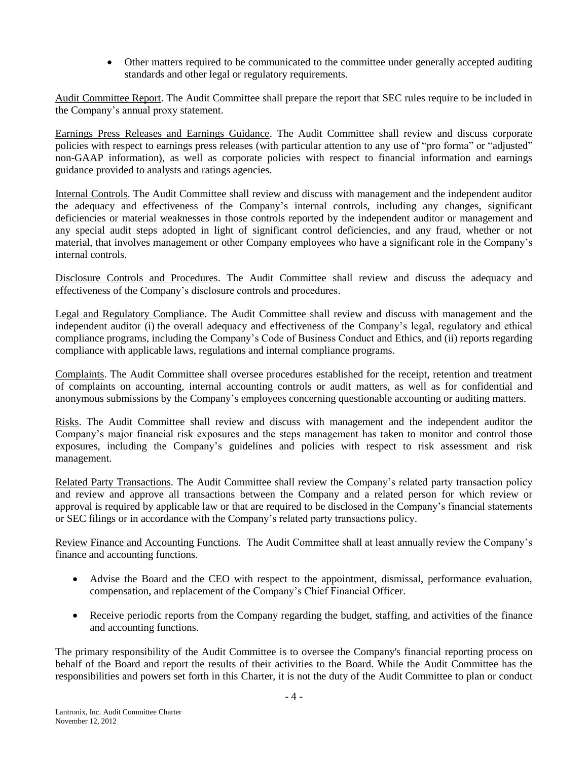- Other matters required to be communicated to the committee under generally accepted auditing standards and other legal or regulatory requirements.

Audit Committee Report. The Audit Committee shall prepare the report that SEC rules require to be included in the Company's annual proxy statement.

Earnings Press Releases and Earnings Guidance. The Audit Committee shall review and discuss corporate policies with respect to earnings press releases (with particular attention to any use of "pro forma" or "adjusted" non-GAAP information), as well as corporate policies with respect to financial information and earnings guidance provided to analysts and ratings agencies.

Internal Controls. The Audit Committee shall review and discuss with management and the independent auditor the adequacy and effectiveness of the Company's internal controls, including any changes, significant deficiencies or material weaknesses in those controls reported by the independent auditor or management and any special audit steps adopted in light of significant control deficiencies, and any fraud, whether or not material, that involves management or other Company employees who have a significant role in the Company's internal controls.

Disclosure Controls and Procedures. The Audit Committee shall review and discuss the adequacy and effectiveness of the Company's disclosure controls and procedures.

Legal and Regulatory Compliance. The Audit Committee shall review and discuss with management and the independent auditor (i) the overall adequacy and effectiveness of the Company's legal, regulatory and ethical compliance programs, including the Company's Code of Business Conduct and Ethics, and (ii) reports regarding compliance with applicable laws, regulations and internal compliance programs.

Complaints. The Audit Committee shall oversee procedures established for the receipt, retention and treatment of complaints on accounting, internal accounting controls or audit matters, as well as for confidential and anonymous submissions by the Company's employees concerning questionable accounting or auditing matters.

Risks. The Audit Committee shall review and discuss with management and the independent auditor the Company's major financial risk exposures and the steps management has taken to monitor and control those exposures, including the Company's guidelines and policies with respect to risk assessment and risk management.

Related Party Transactions. The Audit Committee shall review the Company's related party transaction policy and review and approve all transactions between the Company and a related person for which review or approval is required by applicable law or that are required to be disclosed in the Company's financial statements or SEC filings or in accordance with the Company's related party transactions policy.

Review Finance and Accounting Functions. The Audit Committee shall at least annually review the Company's finance and accounting functions.

- Advise the Board and the CEO with respect to the appointment, dismissal, performance evaluation, compensation, and replacement of the Company's Chief Financial Officer.
- Receive periodic reports from the Company regarding the budget, staffing, and activities of the finance and accounting functions.

The primary responsibility of the Audit Committee is to oversee the Company's financial reporting process on behalf of the Board and report the results of their activities to the Board. While the Audit Committee has the responsibilities and powers set forth in this Charter, it is not the duty of the Audit Committee to plan or conduct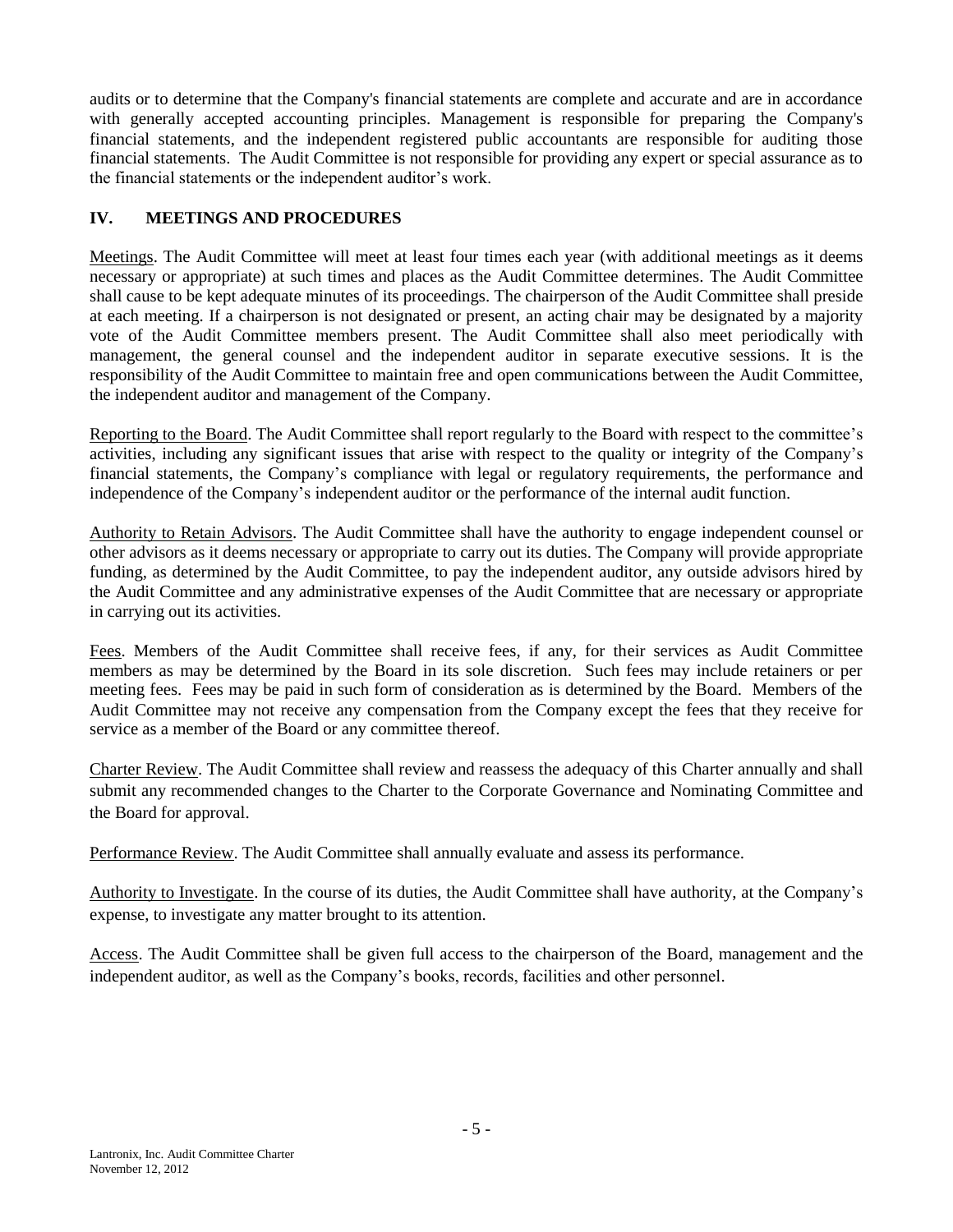audits or to determine that the Company's financial statements are complete and accurate and are in accordance with generally accepted accounting principles. Management is responsible for preparing the Company's financial statements, and the independent registered public accountants are responsible for auditing those financial statements. The Audit Committee is not responsible for providing any expert or special assurance as to the financial statements or the independent auditor's work.

## IV. MEETINGS AND PROCEDURES

Meetings. The Audit Committee will meet at least four times each year (with additional meetings as it deems necessary or appropriate) at such times and places as the Audit Committee determines. The Audit Committee shall cause to be kept adequate minutes of its proceedings. The chairperson of the Audit Committee shall preside at each meeting. If a chairperson is not designated or present, an acting chair may be designated by a majority vote of the Audit Committee members present. The Audit Committee shall also meet periodically with management, the general counsel and the independent auditor in separate executive sessions. It is the responsibility of the Audit Committee to maintain free and open communications between the Audit Committee, the independent auditor and management of the Company.

Reporting to the Board. The Audit Committee shall report regularly to the Board with respect to the committee's activities, including any significant issues that arise with respect to the quality or integrity of the Company's financial statements, the Company's compliance with legal or regulatory requirements, the performance and independence of the Company's independent auditor or the performance of the internal audit function.

Authority to Retain Advisors. The Audit Committee shall have the authority to engage independent counsel or other advisors as it deems necessary or appropriate to carry out its duties. The Company will provide appropriate funding, as determined by the Audit Committee, to pay the independent auditor, any outside advisors hired by the Audit Committee and any administrative expenses of the Audit Committee that are necessary or appropriate in carrying out its activities.

Fees. Members of the Audit Committee shall receive fees, if any, for their services as Audit Committee members as may be determined by the Board in its sole discretion. Such fees may include retainers or per meeting fees. Fees may be paid in such form of consideration as is determined by the Board. Members of the Audit Committee may not receive any compensation from the Company except the fees that they receive for service as a member of the Board or any committee thereof.

Charter Review. The Audit Committee shall review and reassess the adequacy of this Charter annually and shall submit any recommended changes to the Charter to the Corporate Governance and Nominating Committee and the Board for approval.

Performance Review. The Audit Committee shall annually evaluate and assess its performance.

Authority to Investigate. In the course of its duties, the Audit Committee shall have authority, at the Company's expense, to investigate any matter brought to its attention.

Access. The Audit Committee shall be given full access to the chairperson of the Board, management and the independent auditor, as well as the Company's books, records, facilities and other personnel.